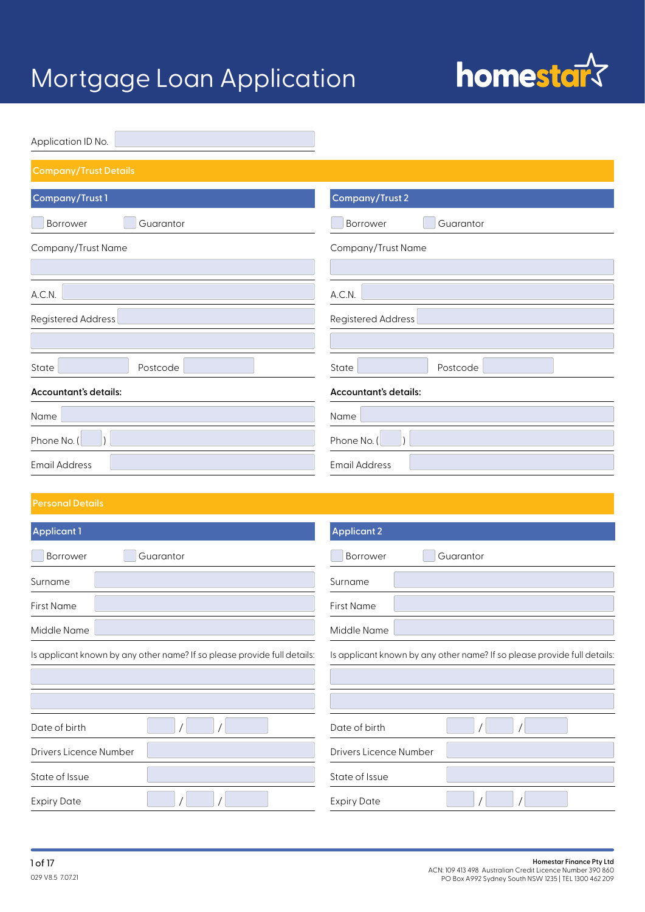# Mortgage Loan Application

homestar

Application ID No.

## Company/Trust Details

### Company/Trust 1

☐ Borrower ☐ Guarantor

Company/Trust Name

A.C.N.

Registered Address

State Postcode

**Accountant's details:**

Name

Phone No. ( )

Email Address

### Company/Trust 2

☐ Borrower ☐ Guarantor

Company/Trust Name

A.C.N.

Registered Address

State Postcode

**Accountant's details:**

Name

Phone No. ( )

Email Address

## Personal Details

### Applicant 1

☐ Borrower ☐ Guarantor

Surname

First Name

Middle Name

Is applicant known by any other name? If so please provide full details:

Date of birth / /

Drivers Licence Number

State of Issue

Expiry Date / /

### Applicant 2

☐ Borrower ☐ Guarantor

Surname

First Name

Middle Name

Is applicant known by any other name? If so please provide full details:

Date of birth / /

Drivers Licence Number

State of Issue

Expiry Date / /

029 V8.5 7.07.21

**Homestar Finance Pty Ltd**
ACN: 109 413 498 Australian Credit Licence Number 390 860
PO Box A992 Sydney South NSW 1235 | TEL 1300 462 209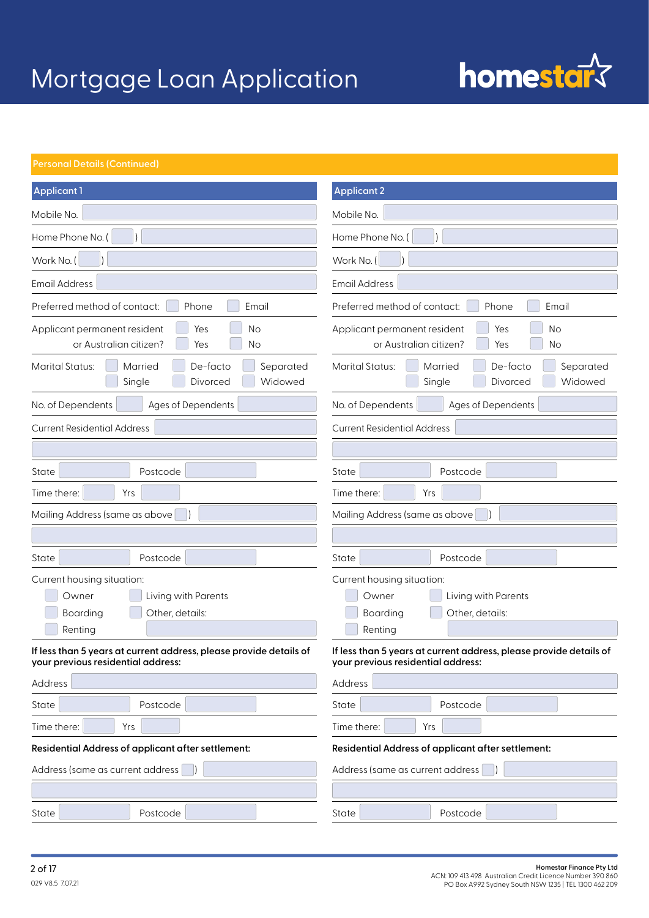# Mortgage Loan Application

homestar

## Personal Details (Continued)

### Applicant 1

Mobile No.

Home Phone No. ( )

Work No. ( )

Email Address

Preferred method of contact: ☐ Phone ☐ Email

Applicant permanent resident ☐ Yes ☐ No
or Australian citizen? ☐ Yes ☐ No

Marital Status: ☐ Married ☐ De-facto ☐ Separated ☐ Single ☐ Divorced ☐ Widowed

No. of Dependents | Ages of Dependents

Current Residential Address

State | Postcode

Time there: | Yrs

Mailing Address (same as above ☐)

State | Postcode

Current housing situation:
☐ Owner ☐ Living with Parents
☐ Boarding ☐ Other, details:
☐ Renting

**If less than 5 years at current address, please provide details of your previous residential address:**

Address

State | Postcode

Time there: | Yrs

**Residential Address of applicant after settlement:**

Address (same as current address ☐)

State | Postcode

### Applicant 2

Mobile No.

Home Phone No. ( )

Work No. ( )

Email Address

Preferred method of contact: ☐ Phone ☐ Email

Applicant permanent resident ☐ Yes ☐ No
or Australian citizen? ☐ Yes ☐ No

Marital Status: ☐ Married ☐ De-facto ☐ Separated ☐ Single ☐ Divorced ☐ Widowed

No. of Dependents | Ages of Dependents

Current Residential Address

State | Postcode

Time there: | Yrs

Mailing Address (same as above ☐)

State | Postcode

Current housing situation:
☐ Owner ☐ Living with Parents
☐ Boarding ☐ Other, details:
☐ Renting

**If less than 5 years at current address, please provide details of your previous residential address:**

Address

State | Postcode

Time there: | Yrs

**Residential Address of applicant after settlement:**

Address (same as current address ☐)

State | Postcode

029 V8.5 7.07.21

**Homestar Finance Pty Ltd**
ACN: 109 413 498 Australian Credit Licence Number 390 860
PO Box A992 Sydney South NSW 1235 | TEL 1300 462 209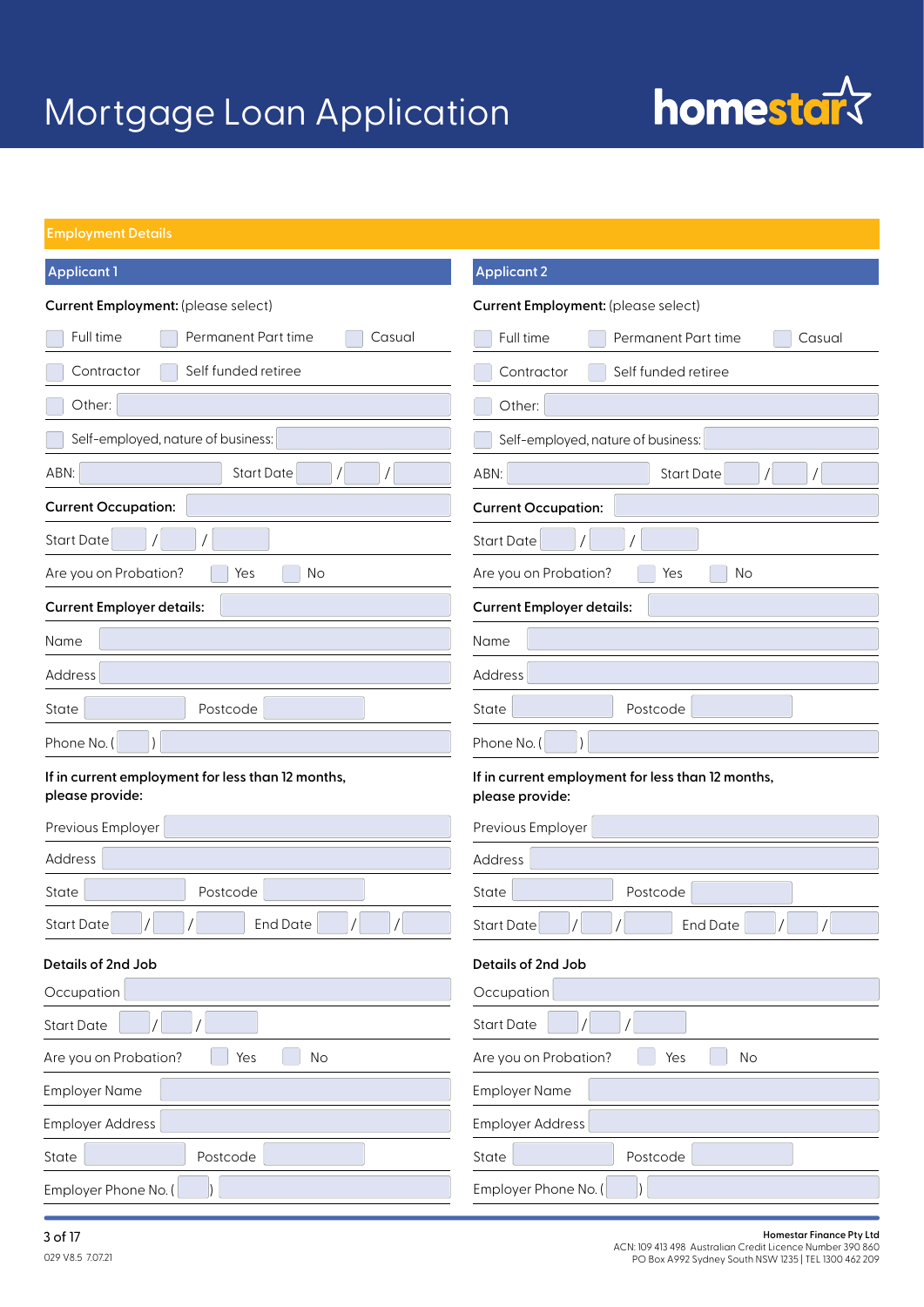# Mortgage Loan Application

homestar

## Employment Details

| Applicant 1 | Applicant 2 |
|---|---|
| **Current Employment:** (please select) | **Current Employment:** (please select) |
| ☐ Full time ☐ Permanent Part time ☐ Casual | ☐ Full time ☐ Permanent Part time ☐ Casual |
| ☐ Contractor ☐ Self funded retiree | ☐ Contractor ☐ Self funded retiree |
| ☐ Other: | ☐ Other: |
| ☐ Self-employed, nature of business: | ☐ Self-employed, nature of business: |
| ABN: Start Date / / | ABN: Start Date / / |
| **Current Occupation:** | **Current Occupation:** |
| Start Date / / | Start Date / / |
| Are you on Probation? ☐ Yes ☐ No | Are you on Probation? ☐ Yes ☐ No |
| **Current Employer details:** | **Current Employer details:** |
| Name | Name |
| Address | Address |
| State Postcode | State Postcode |
| Phone No. ( ) | Phone No. ( ) |
| **If in current employment for less than 12 months, please provide:** | **If in current employment for less than 12 months, please provide:** |
| Previous Employer | Previous Employer |
| Address | Address |
| State Postcode | State Postcode |
| Start Date / / End Date / / | Start Date / / End Date / / |
| **Details of 2nd Job** | **Details of 2nd Job** |
| Occupation | Occupation |
| Start Date / / | Start Date / / |
| Are you on Probation? ☐ Yes ☐ No | Are you on Probation? ☐ Yes ☐ No |
| Employer Name | Employer Name |
| Employer Address | Employer Address |
| State Postcode | State Postcode |
| Employer Phone No. ( ) | Employer Phone No. ( ) |

029 V8.5 7.07.21

**Homestar Finance Pty Ltd**
ACN: 109 413 498 Australian Credit Licence Number 390 860
PO Box A992 Sydney South NSW 1235 | TEL 1300 462 209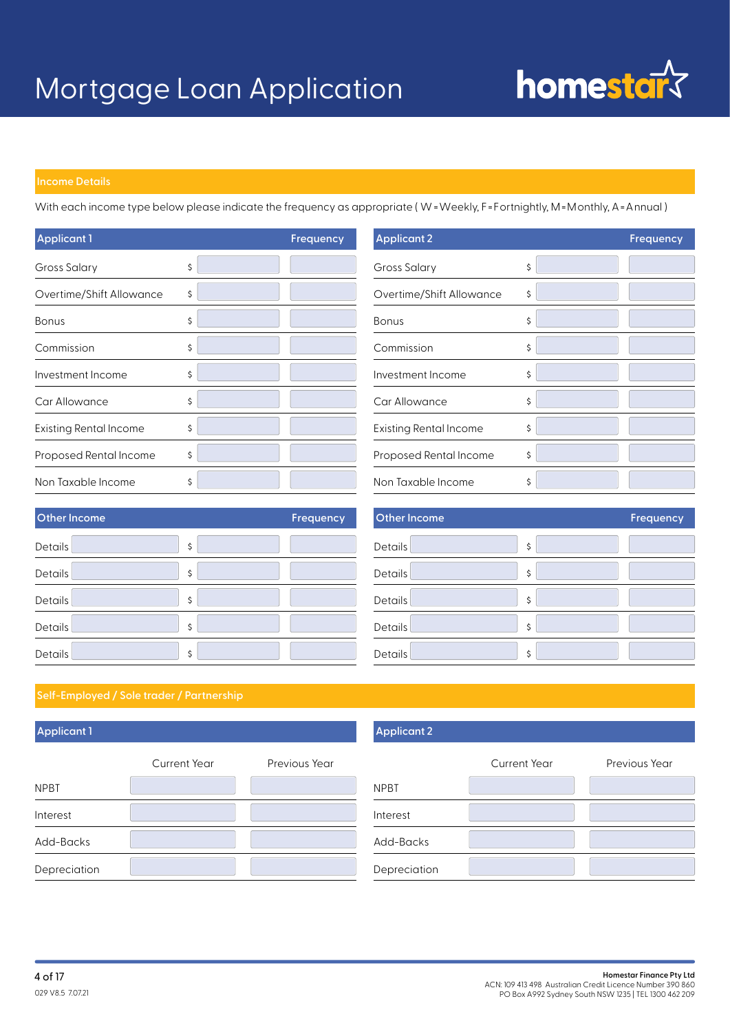# Mortgage Loan Application

homestar

## Income Details

With each income type below please indicate the frequency as appropriate ( W=Weekly, F=Fortnightly, M=Monthly, A=Annual )

| Applicant 1 | | Frequency |
|---|---|---|
| Gross Salary | $ | |
| Overtime/Shift Allowance | $ | |
| Bonus | $ | |
| Commission | $ | |
| Investment Income | $ | |
| Car Allowance | $ | |
| Existing Rental Income | $ | |
| Proposed Rental Income | $ | |
| Non Taxable Income | $ | |

| Applicant 2 | | Frequency |
|---|---|---|
| Gross Salary | $ | |
| Overtime/Shift Allowance | $ | |
| Bonus | $ | |
| Commission | $ | |
| Investment Income | $ | |
| Car Allowance | $ | |
| Existing Rental Income | $ | |
| Proposed Rental Income | $ | |
| Non Taxable Income | $ | |

| Other Income | | | Frequency |
|---|---|---|---|
| Details | | $ | |
| Details | | $ | |
| Details | | $ | |
| Details | | $ | |
| Details | | $ | |

| Other Income | | | Frequency |
|---|---|---|---|
| Details | | $ | |
| Details | | $ | |
| Details | | $ | |
| Details | | $ | |
| Details | | $ | |

## Self-Employed / Sole trader / Partnership

| Applicant 1 | Current Year | Previous Year |
|---|---|---|
| NPBT | | |
| Interest | | |
| Add-Backs | | |
| Depreciation | | |

| Applicant 2 | Current Year | Previous Year |
|---|---|---|
| NPBT | | |
| Interest | | |
| Add-Backs | | |
| Depreciation | | |

029 V8.5 7.07.21

**Homestar Finance Pty Ltd**
ACN: 109 413 498 Australian Credit Licence Number 390 860
PO Box A992 Sydney South NSW 1235 | TEL 1300 462 209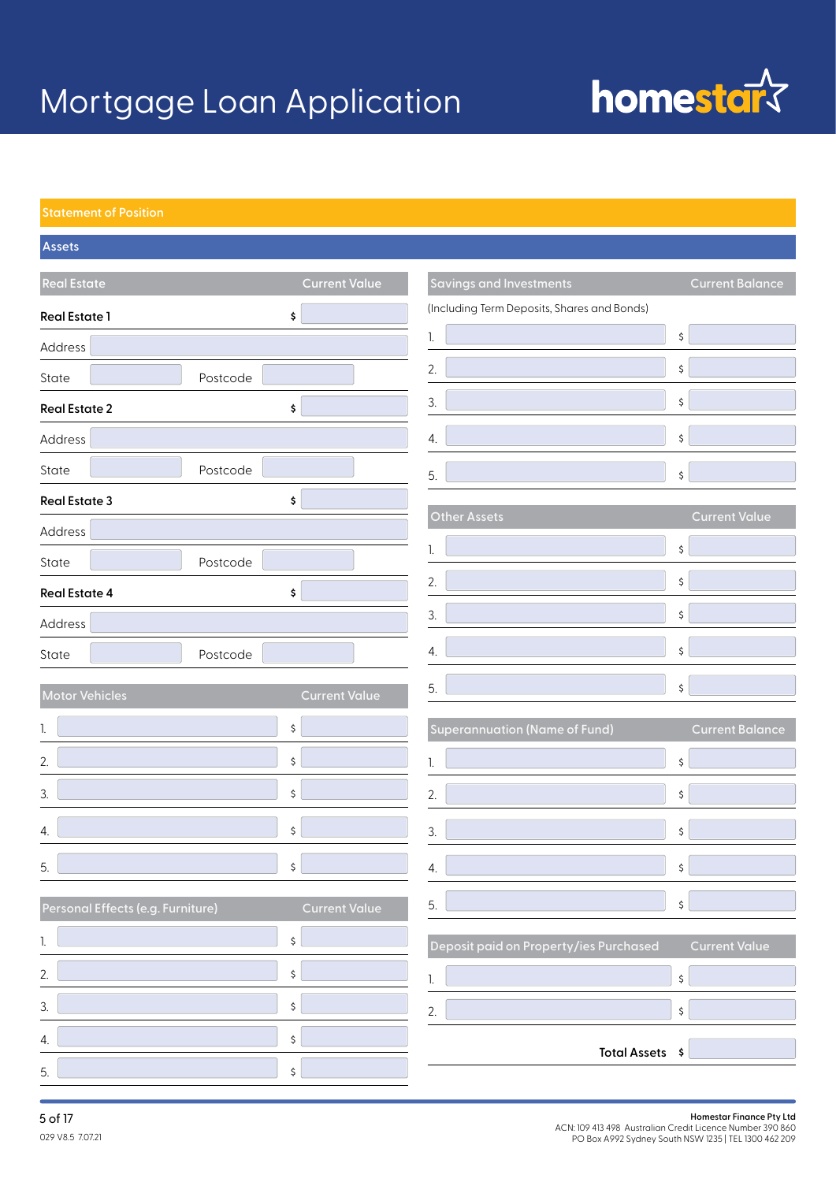# Mortgage Loan Application

## Statement of Position

### Assets

| Real Estate | | | Current Value |
|---|---|---|---|
| **Real Estate 1** | | | $ |
| Address | | | |
| State | | Postcode | |
| **Real Estate 2** | | | $ |
| Address | | | |
| State | | Postcode | |
| **Real Estate 3** | | | $ |
| Address | | | |
| State | | Postcode | |
| **Real Estate 4** | | | $ |
| Address | | | |
| State | | Postcode | |

| Motor Vehicles | Current Value |
|---|---|
| 1. | $ |
| 2. | $ |
| 3. | $ |
| 4. | $ |
| 5. | $ |

| Personal Effects (e.g. Furniture) | Current Value |
|---|---|
| 1. | $ |
| 2. | $ |
| 3. | $ |
| 4. | $ |
| 5. | $ |

| Savings and Investments | Current Balance |
|---|---|
| (Including Term Deposits, Shares and Bonds) | |
| 1. | $ |
| 2. | $ |
| 3. | $ |
| 4. | $ |
| 5. | $ |

| Other Assets | Current Value |
|---|---|
| 1. | $ |
| 2. | $ |
| 3. | $ |
| 4. | $ |
| 5. | $ |

| Superannuation (Name of Fund) | Current Balance |
|---|---|
| 1. | $ |
| 2. | $ |
| 3. | $ |
| 4. | $ |
| 5. | $ |

| Deposit paid on Property/ies Purchased | Current Value |
|---|---|
| 1. | $ |
| 2. | $ |

**Total Assets** $

029 V8.5 7.07.21

**Homestar Finance Pty Ltd**
ACN: 109 413 498 Australian Credit Licence Number 390 860
PO Box A992 Sydney South NSW 1235 | TEL 1300 462 209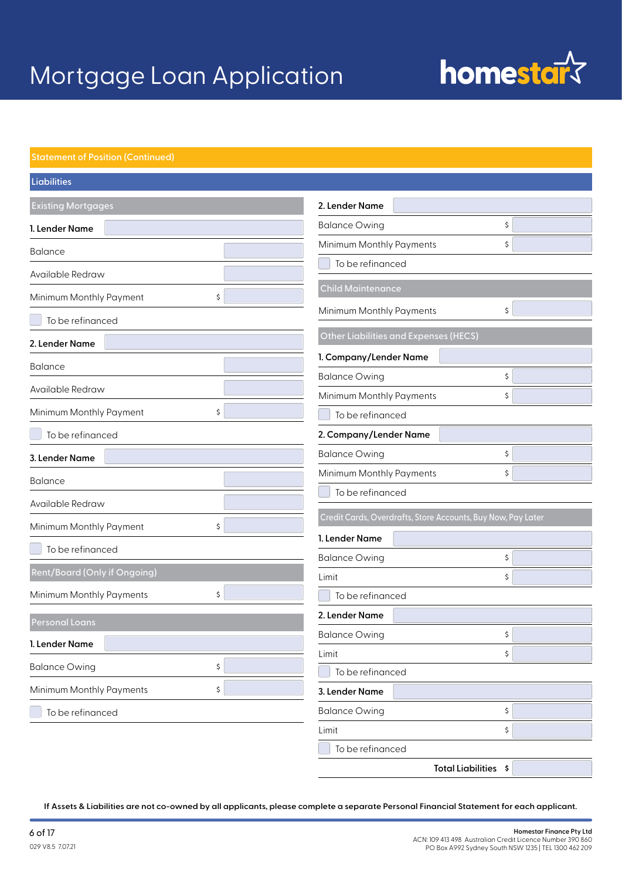# Mortgage Loan Application

## Statement of Position (Continued)

### Liabilities

#### Existing Mortgages

**1. Lender Name**

| | |
|---|---|
| Balance | |
| Available Redraw | |
| Minimum Monthly Payment | $ |

☐ To be refinanced

**2. Lender Name**

| | |
|---|---|
| Balance | |
| Available Redraw | |
| Minimum Monthly Payment | $ |

☐ To be refinanced

**3. Lender Name**

| | |
|---|---|
| Balance | |
| Available Redraw | |
| Minimum Monthly Payment | $ |

☐ To be refinanced

#### Rent/Board (Only if Ongoing)

| | |
|---|---|
| Minimum Monthly Payments | $ |

#### Personal Loans

**1. Lender Name**

| | |
|---|---|
| Balance Owing | $ |
| Minimum Monthly Payments | $ |

☐ To be refinanced

**2. Lender Name**

| | |
|---|---|
| Balance Owing | $ |
| Minimum Monthly Payments | $ |

☐ To be refinanced

#### Child Maintenance

| | |
|---|---|
| Minimum Monthly Payments | $ |

#### Other Liabilities and Expenses (HECS)

**1. Company/Lender Name**

| | |
|---|---|
| Balance Owing | $ |
| Minimum Monthly Payments | $ |

☐ To be refinanced

**2. Company/Lender Name**

| | |
|---|---|
| Balance Owing | $ |
| Minimum Monthly Payments | $ |

☐ To be refinanced

#### Credit Cards, Overdrafts, Store Accounts, Buy Now, Pay Later

**1. Lender Name**

| | |
|---|---|
| Balance Owing | $ |
| Limit | $ |

☐ To be refinanced

**2. Lender Name**

| | |
|---|---|
| Balance Owing | $ |
| Limit | $ |

☐ To be refinanced

**3. Lender Name**

| | |
|---|---|
| Balance Owing | $ |
| Limit | $ |

☐ To be refinanced

**Total Liabilities $**

**If Assets & Liabilities are not co-owned by all applicants, please complete a separate Personal Financial Statement for each applicant.**

029 V8.5 7.07.21

**Homestar Finance Pty Ltd**
ACN: 109 413 498 Australian Credit Licence Number 390 860
PO Box A992 Sydney South NSW 1235 | TEL 1300 462 209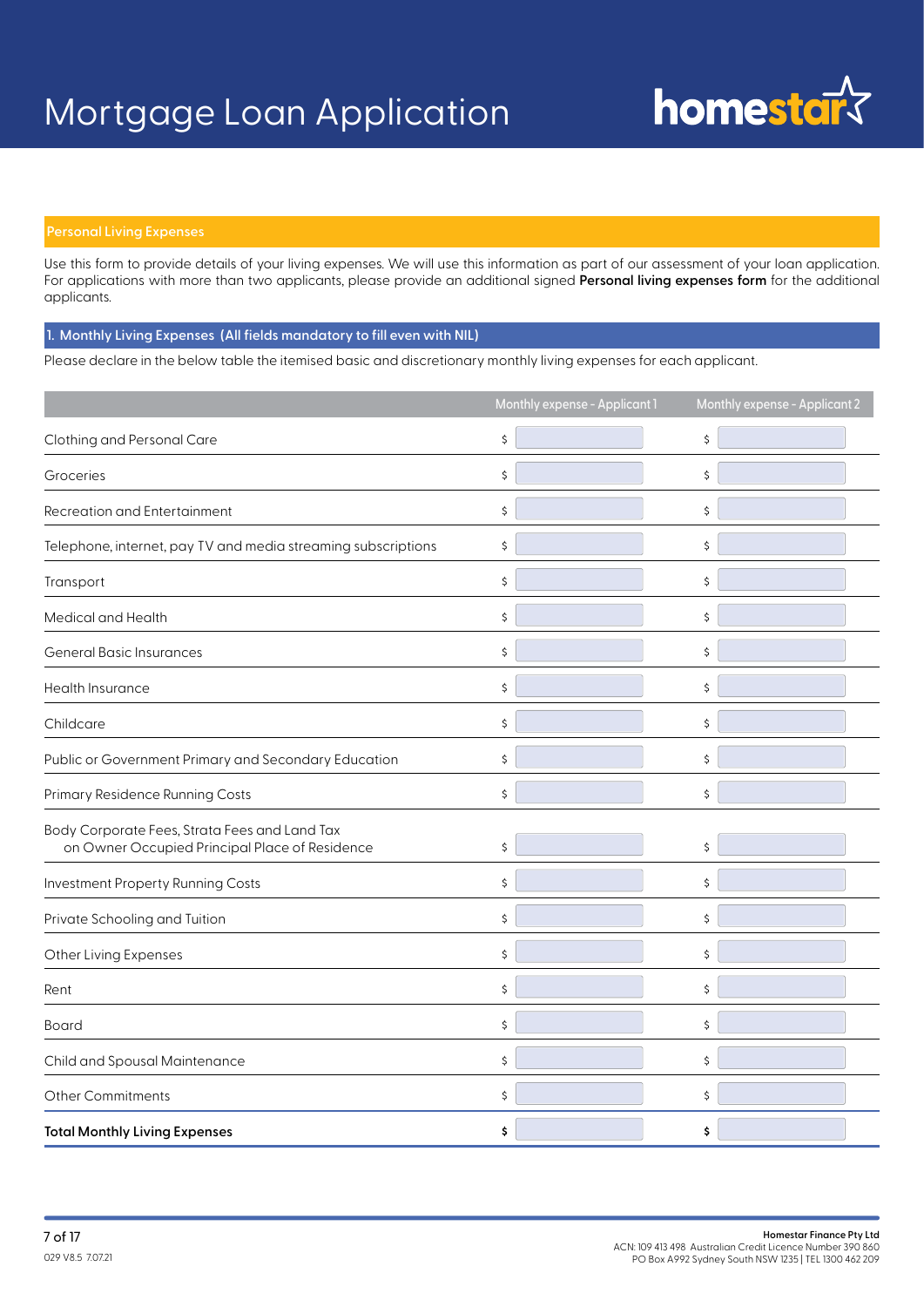# Mortgage Loan Application

## Personal Living Expenses

Use this form to provide details of your living expenses. We will use this information as part of our assessment of your loan application. For applications with more than two applicants, please provide an additional signed **Personal living expenses form** for the additional applicants.

### 1. Monthly Living Expenses (All fields mandatory to fill even with NIL)

Please declare in the below table the itemised basic and discretionary monthly living expenses for each applicant.

| | Monthly expense - Applicant 1 | Monthly expense - Applicant 2 |
|---|---|---|
| Clothing and Personal Care | $ | $ |
| Groceries | $ | $ |
| Recreation and Entertainment | $ | $ |
| Telephone, internet, pay TV and media streaming subscriptions | $ | $ |
| Transport | $ | $ |
| Medical and Health | $ | $ |
| General Basic Insurances | $ | $ |
| Health Insurance | $ | $ |
| Childcare | $ | $ |
| Public or Government Primary and Secondary Education | $ | $ |
| Primary Residence Running Costs | $ | $ |
| Body Corporate Fees, Strata Fees and Land Tax on Owner Occupied Principal Place of Residence | $ | $ |
| Investment Property Running Costs | $ | $ |
| Private Schooling and Tuition | $ | $ |
| Other Living Expenses | $ | $ |
| Rent | $ | $ |
| Board | $ | $ |
| Child and Spousal Maintenance | $ | $ |
| Other Commitments | $ | $ |
| **Total Monthly Living Expenses** | **$** | **$** |

029 V8.5 7.07.21

**Homestar Finance Pty Ltd**
ACN: 109 413 498 Australian Credit Licence Number 390 860
PO Box A992 Sydney South NSW 1235 | TEL 1300 462 209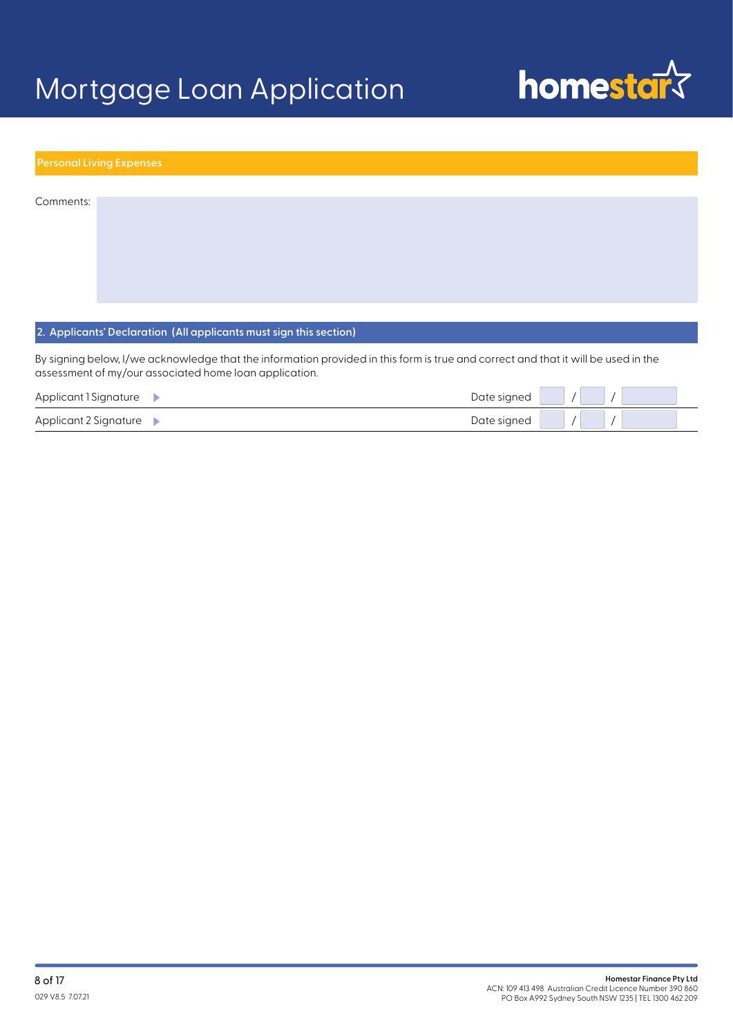# Mortgage Loan Application

## Personal Living Expenses

Comments:

## 2. Applicants' Declaration (All applicants must sign this section)

By signing below, I/we acknowledge that the information provided in this form is true and correct and that it will be used in the assessment of my/our associated home loan application.

| | |
|---|---|
| Applicant 1 Signature | Date signed / / |
| Applicant 2 Signature | Date signed / / |

029 V8.5 7.07.21

**Homestar Finance Pty Ltd**
ACN: 109 413 498 Australian Credit Licence Number 390 860
PO Box A992 Sydney South NSW 1235 | TEL 1300 462 209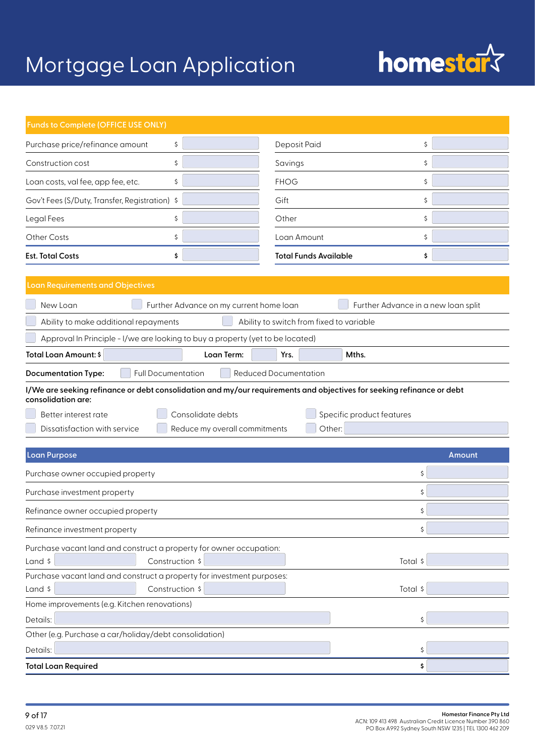# Mortgage Loan Application

homestar

## Funds to Complete (OFFICE USE ONLY)

| | | | |
|---|---|---|---|
| Purchase price/refinance amount | $ | Deposit Paid | $ |
| Construction cost | $ | Savings | $ |
| Loan costs, val fee, app fee, etc. | $ | FHOG | $ |
| Gov't Fees (S/Duty, Transfer, Registration) | $ | Gift | $ |
| Legal Fees | $ | Other | $ |
| Other Costs | $ | Loan Amount | $ |
| **Est. Total Costs** | **$** | **Total Funds Available** | **$** |

## Loan Requirements and Objectives

☐ New Loan ☐ Further Advance on my current home loan ☐ Further Advance in a new loan split

☐ Ability to make additional repayments ☐ Ability to switch from fixed to variable

☐ Approval In Principle - I/we are looking to buy a property (yet to be located)

**Total Loan Amount: $** ______ **Loan Term:** ______ **Yrs.** ______ **Mths.**

**Documentation Type:** ☐ Full Documentation ☐ Reduced Documentation

**I/We are seeking refinance or debt consolidation and my/our requirements and objectives for seeking refinance or debt consolidation are:**

☐ Better interest rate ☐ Consolidate debts ☐ Specific product features

☐ Dissatisfaction with service ☐ Reduce my overall commitments ☐ Other: ______

## Loan Purpose

| Loan Purpose | Amount |
|---|---|
| Purchase owner occupied property | $ |
| Purchase investment property | $ |
| Refinance owner occupied property | $ |
| Refinance investment property | $ |
| Purchase vacant land and construct a property for owner occupation: Land $ ______ Construction $ ______ | Total $ |
| Purchase vacant land and construct a property for investment purposes: Land $ ______ Construction $ ______ | Total $ |
| Home improvements (e.g. Kitchen renovations) Details: ______ | $ |
| Other (e.g. Purchase a car/holiday/debt consolidation) Details: ______ | $ |
| **Total Loan Required** | **$** |

**Homestar Finance Pty Ltd**
ACN: 109 413 498 Australian Credit Licence Number 390 860
PO Box A992 Sydney South NSW 1235 | TEL 1300 462 209

029 V8.5 7.07.21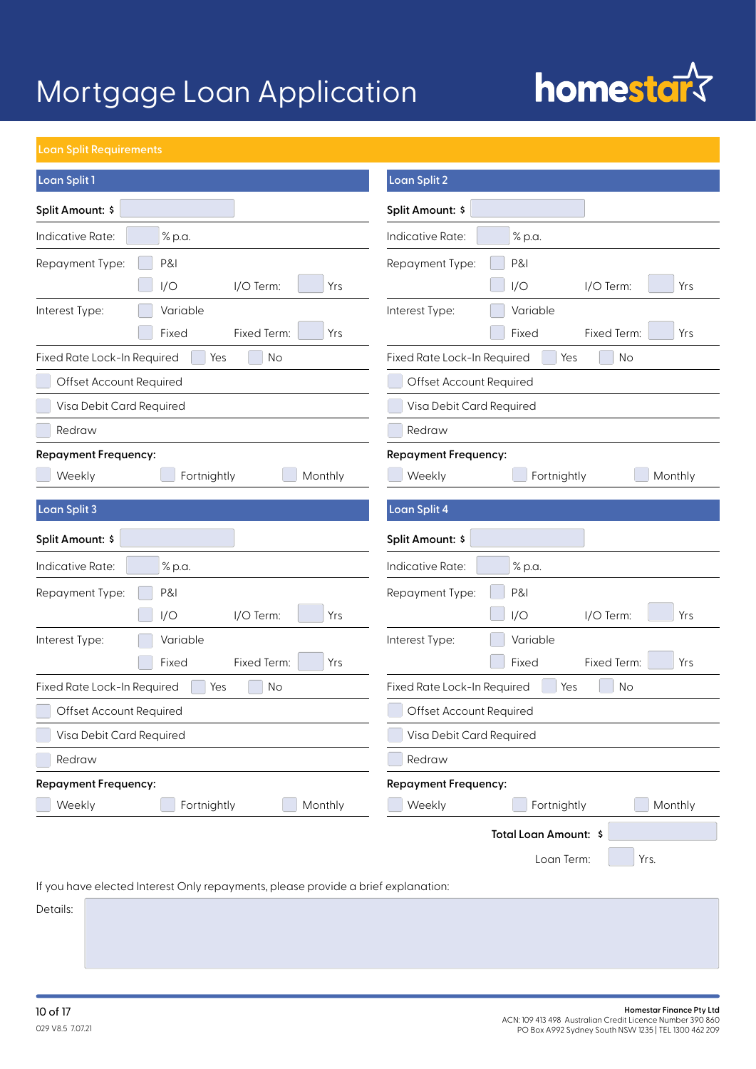# Mortgage Loan Application

homestar

## Loan Split Requirements

### Loan Split 1

**Split Amount: $**

Indicative Rate: % p.a.

Repayment Type: P&I

I/O I/O Term: Yrs

Interest Type: Variable

Fixed Fixed Term: Yrs

Fixed Rate Lock-In Required Yes No

Offset Account Required

Visa Debit Card Required

Redraw

**Repayment Frequency:**

Weekly Fortnightly Monthly

### Loan Split 2

**Split Amount: $**

Indicative Rate: % p.a.

Repayment Type: P&I

I/O I/O Term: Yrs

Interest Type: Variable

Fixed Fixed Term: Yrs

Fixed Rate Lock-In Required Yes No

Offset Account Required

Visa Debit Card Required

Redraw

**Repayment Frequency:**

Weekly Fortnightly Monthly

### Loan Split 3

**Split Amount: $**

Indicative Rate: % p.a.

Repayment Type: P&I

I/O I/O Term: Yrs

Interest Type: Variable

Fixed Fixed Term: Yrs

Fixed Rate Lock-In Required Yes No

Offset Account Required

Visa Debit Card Required

Redraw

**Repayment Frequency:**

Weekly Fortnightly Monthly

### Loan Split 4

**Split Amount: $**

Indicative Rate: % p.a.

Repayment Type: P&I

I/O I/O Term: Yrs

Interest Type: Variable

Fixed Fixed Term: Yrs

Fixed Rate Lock-In Required Yes No

Offset Account Required

Visa Debit Card Required

Redraw

**Repayment Frequency:**

Weekly Fortnightly Monthly

**Total Loan Amount: $**

Loan Term: Yrs.

If you have elected Interest Only repayments, please provide a brief explanation:

Details:

029 V8.5 7.07.21

**Homestar Finance Pty Ltd**
ACN: 109 413 498 Australian Credit Licence Number 390 860
PO Box A992 Sydney South NSW 1235 | TEL 1300 462 209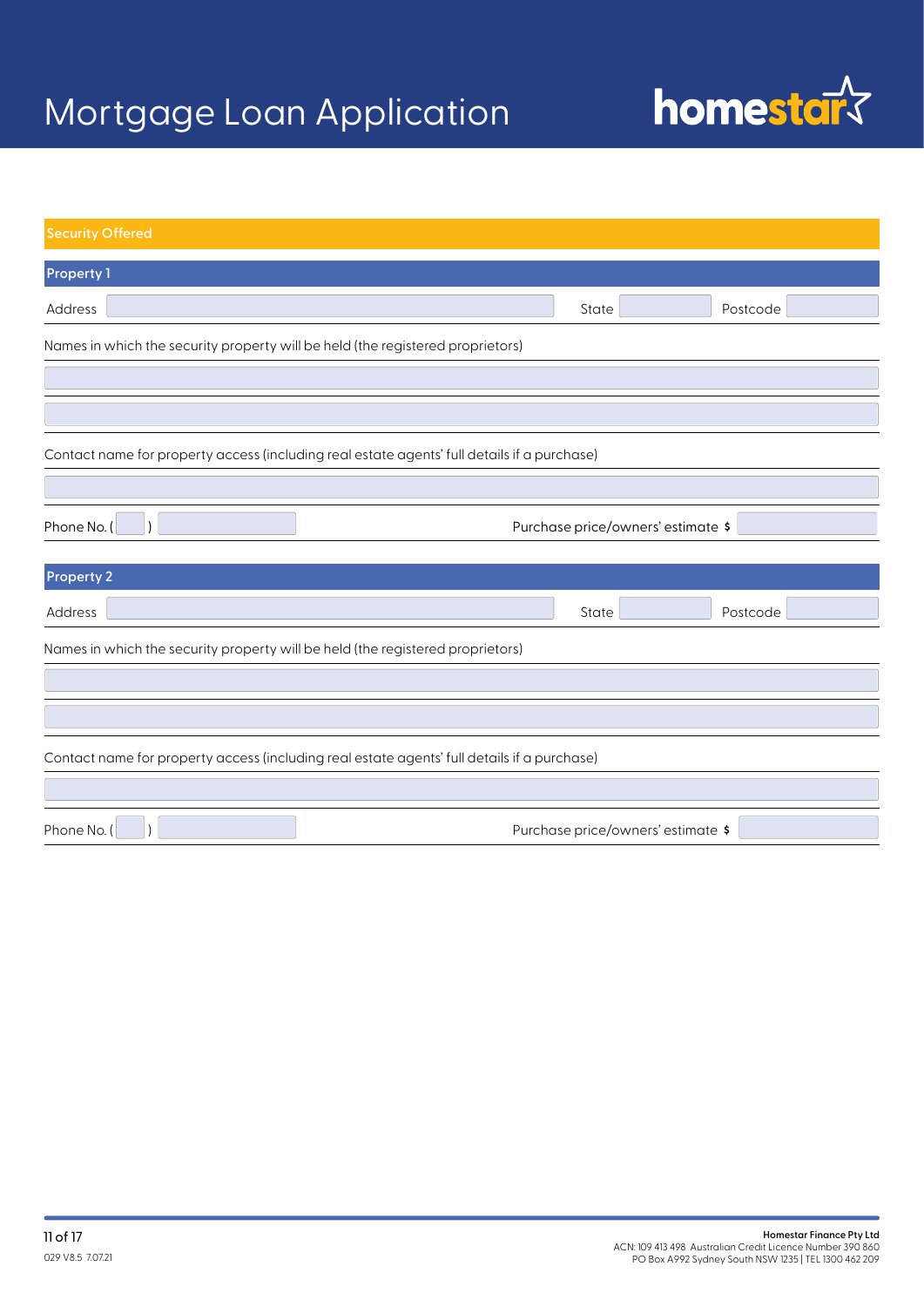# Mortgage Loan Application

homestar

## Security Offered

### Property 1

Address _______________ State _______ Postcode _______

Names in which the security property will be held (the registered proprietors)

_______________

_______________

Contact name for property access (including real estate agents' full details if a purchase)

_______________

Phone No. (   ) _______________ Purchase price/owners' estimate $ _______

### Property 2

Address _______________ State _______ Postcode _______

Names in which the security property will be held (the registered proprietors)

_______________

_______________

Contact name for property access (including real estate agents' full details if a purchase)

_______________

Phone No. (   ) _______________ Purchase price/owners' estimate $ _______

029 V8.5 7.07.21

**Homestar Finance Pty Ltd**
ACN: 109 413 498 Australian Credit Licence Number 390 860
PO Box A992 Sydney South NSW 1235 | TEL 1300 462 209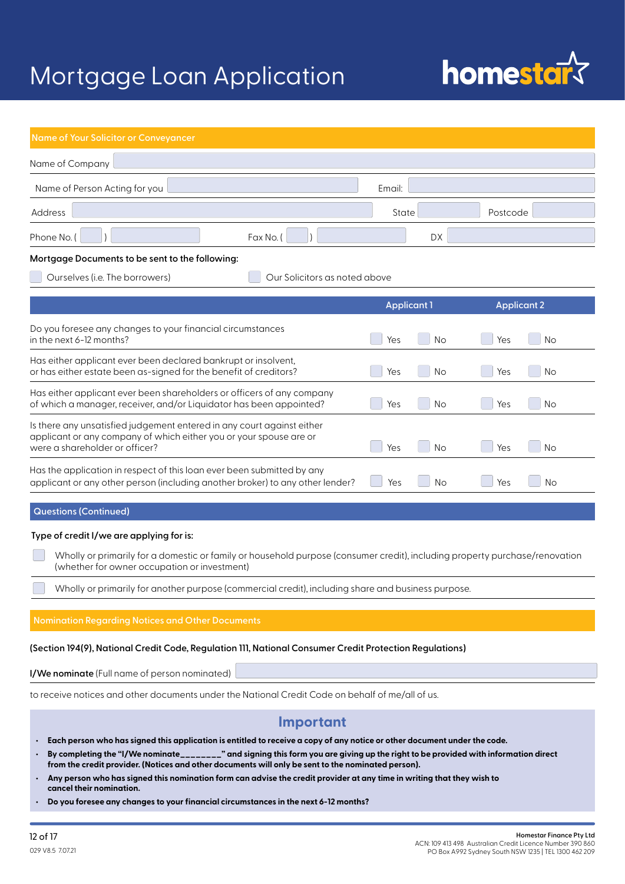# Mortgage Loan Application

homestar

## Name of Your Solicitor or Conveyancer

Name of Company

Name of Person Acting for you Email:

Address State Postcode

Phone No. ( ) Fax No. ( ) DX

**Mortgage Documents to be sent to the following:**

- ☐ Ourselves (i.e. The borrowers)
- ☐ Our Solicitors as noted above

| | Applicant 1 | | Applicant 2 | |
|---|---|---|---|---|
| Do you foresee any changes to your financial circumstances in the next 6-12 months? | ☐ Yes | ☐ No | ☐ Yes | ☐ No |
| Has either applicant ever been declared bankrupt or insolvent, or has either estate been as-signed for the benefit of creditors? | ☐ Yes | ☐ No | ☐ Yes | ☐ No |
| Has either applicant ever been shareholders or officers of any company of which a manager, receiver, and/or Liquidator has been appointed? | ☐ Yes | ☐ No | ☐ Yes | ☐ No |
| Is there any unsatisfied judgement entered in any court against either applicant or any company of which either you or your spouse are or were a shareholder or officer? | ☐ Yes | ☐ No | ☐ Yes | ☐ No |
| Has the application in respect of this loan ever been submitted by any applicant or any other person (including another broker) to any other lender? | ☐ Yes | ☐ No | ☐ Yes | ☐ No |

## Questions (Continued)

**Type of credit I/we are applying for is:**

- ☐ Wholly or primarily for a domestic or family or household purpose (consumer credit), including property purchase/renovation (whether for owner occupation or investment)
- ☐ Wholly or primarily for another purpose (commercial credit), including share and business purpose.

## Nomination Regarding Notices and Other Documents

**(Section 194(9), National Credit Code, Regulation 111, National Consumer Credit Protection Regulations)**

**I/We nominate** (Full name of person nominated)

to receive notices and other documents under the National Credit Code on behalf of me/all of us.

### Important

- **Each person who has signed this application is entitled to receive a copy of any notice or other document under the code.**
- **By completing the "I/We nominate________" and signing this form you are giving up the right to be provided with information direct from the credit provider. (Notices and other documents will only be sent to the nominated person).**
- **Any person who has signed this nomination form can advise the credit provider at any time in writing that they wish to cancel their nomination.**
- **Do you foresee any changes to your financial circumstances in the next 6-12 months?**

029 V8.5 7.07.21

**Homestar Finance Pty Ltd**
ACN: 109 413 498 Australian Credit Licence Number 390 860
PO Box A992 Sydney South NSW 1235 | TEL 1300 462 209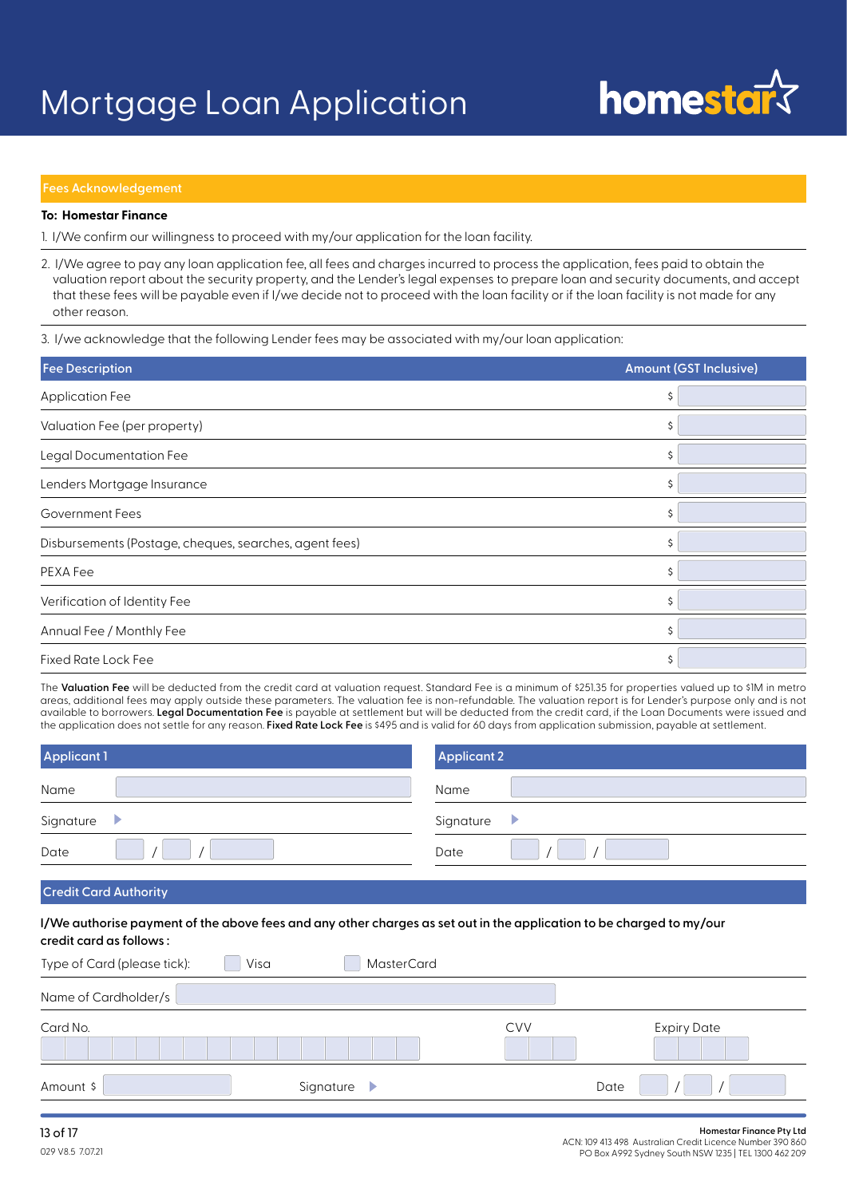# Mortgage Loan Application

homestar

## Fees Acknowledgement

**To: Homestar Finance**

1. I/We confirm our willingness to proceed with my/our application for the loan facility.
2. I/We agree to pay any loan application fee, all fees and charges incurred to process the application, fees paid to obtain the valuation report about the security property, and the Lender's legal expenses to prepare loan and security documents, and accept that these fees will be payable even if I/we decide not to proceed with the loan facility or if the loan facility is not made for any other reason.
3. I/we acknowledge that the following Lender fees may be associated with my/our loan application:

| Fee Description | Amount (GST Inclusive) |
|---|---|
| Application Fee | $ |
| Valuation Fee (per property) | $ |
| Legal Documentation Fee | $ |
| Lenders Mortgage Insurance | $ |
| Government Fees | $ |
| Disbursements (Postage, cheques, searches, agent fees) | $ |
| PEXA Fee | $ |
| Verification of Identity Fee | $ |
| Annual Fee / Monthly Fee | $ |
| Fixed Rate Lock Fee | $ |

The **Valuation Fee** will be deducted from the credit card at valuation request. Standard Fee is a minimum of $251.35 for properties valued up to $1M in metro areas, additional fees may apply outside these parameters. The valuation fee is non-refundable. The valuation report is for Lender's purpose only and is not available to borrowers. **Legal Documentation Fee** is payable at settlement but will be deducted from the credit card, if the Loan Documents were issued and the application does not settle for any reason. **Fixed Rate Lock Fee** is $495 and is valid for 60 days from application submission, payable at settlement.

| Applicant 1 | | Applicant 2 | |
|---|---|---|---|
| Name | | Name | |
| Signature | | Signature | |
| Date | / / | Date | / / |

## Credit Card Authority

**I/We authorise payment of the above fees and any other charges as set out in the application to be charged to my/our credit card as follows :**

Type of Card (please tick): ☐ Visa ☐ MasterCard

Name of Cardholder/s

Card No. | CVV | Expiry Date

Amount $ | Signature | Date / /

**Homestar Finance Pty Ltd**
ACN: 109 413 498 Australian Credit Licence Number 390 860
PO Box A992 Sydney South NSW 1235 | TEL 1300 462 209

029 V8.5 7.07.21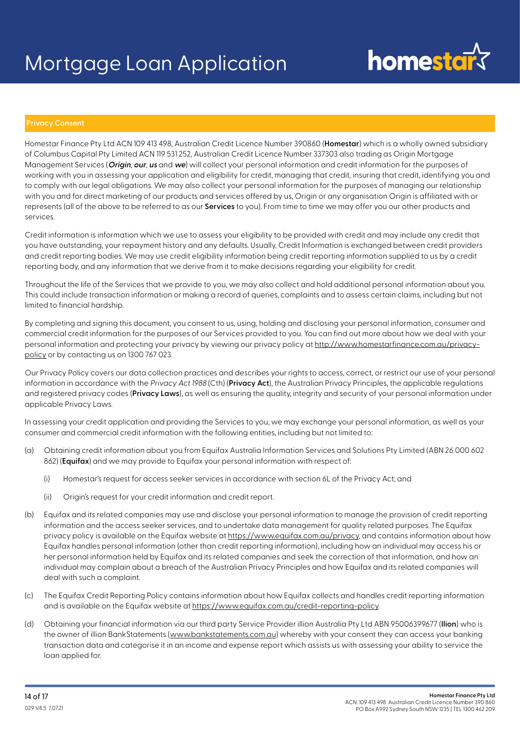# Mortgage Loan Application

## Privacy Consent

Homestar Finance Pty Ltd ACN 109 413 498, Australian Credit Licence Number 390860 (**Homestar**) which is a wholly owned subsidiary of Columbus Capital Pty Limited ACN 119 531 252, Australian Credit Licence Number 337303 also trading as Origin Mortgage Management Services (***Origin***, ***our***, ***us*** and ***we***) will collect your personal information and credit information for the purposes of working with you in assessing your application and eligibility for credit, managing that credit, insuring that credit, identifying you and to comply with our legal obligations. We may also collect your personal information for the purposes of managing our relationship with you and for direct marketing of our products and services offered by us, Origin or any organisation Origin is affiliated with or represents (all of the above to be referred to as our **Services** to you). From time to time we may offer you our other products and services.

Credit information is information which we use to assess your eligibility to be provided with credit and may include any credit that you have outstanding, your repayment history and any defaults. Usually, Credit Information is exchanged between credit providers and credit reporting bodies. We may use credit eligibility information being credit reporting information supplied to us by a credit reporting body, and any information that we derive from it to make decisions regarding your eligibility for credit.

Throughout the life of the Services that we provide to you, we may also collect and hold additional personal information about you. This could include transaction information or making a record of queries, complaints and to assess certain claims, including but not limited to financial hardship.

By completing and signing this document, you consent to us, using, holding and disclosing your personal information, consumer and commercial credit information for the purposes of our Services provided to you. You can find out more about how we deal with your personal information and protecting your privacy by viewing our privacy policy at http://www.homestarfinance.com.au/privacy-policy or by contacting us on 1300 767 023.

Our Privacy Policy covers our data collection practices and describes your rights to access, correct, or restrict our use of your personal information in accordance with the *Privacy Act 1988* (Cth) (**Privacy Act**), the Australian Privacy Principles, the applicable regulations and registered privacy codes (**Privacy Laws**), as well as ensuring the quality, integrity and security of your personal information under applicable Privacy Laws.

In assessing your credit application and providing the Services to you, we may exchange your personal information, as well as your consumer and commercial credit information with the following entities, including but not limited to:

(a) Obtaining credit information about you from Equifax Australia Information Services and Solutions Pty Limited (ABN 26 000 602 862) (**Equifax**) and we may provide to Equifax your personal information with respect of:

  (i) Homestar's request for access seeker services in accordance with section 6L of the Privacy Act; and

  (ii) Origin's request for your credit information and credit report.

(b) Equifax and its related companies may use and disclose your personal information to manage the provision of credit reporting information and the access seeker services, and to undertake data management for quality related purposes. The Equifax privacy policy is available on the Equifax website at https://www.equifax.com.au/privacy, and contains information about how Equifax handles personal information (other than credit reporting information), including how an individual may access his or her personal information held by Equifax and its related companies and seek the correction of that information, and how an individual may complain about a breach of the Australian Privacy Principles and how Equifax and its related companies will deal with such a complaint.

(c) The Equifax Credit Reporting Policy contains information about how Equifax collects and handles credit reporting information and is available on the Equifax website at https://www.equifax.com.au/credit-reporting-policy.

(d) Obtaining your financial information via our third party Service Provider illion Australia Pty Ltd ABN 95006399677 (**Ilion**) who is the owner of illion BankStatements (www.bankstatements.com.au) whereby with your consent they can access your banking transaction data and categorise it in an income and expense report which assists us with assessing your ability to service the loan applied for.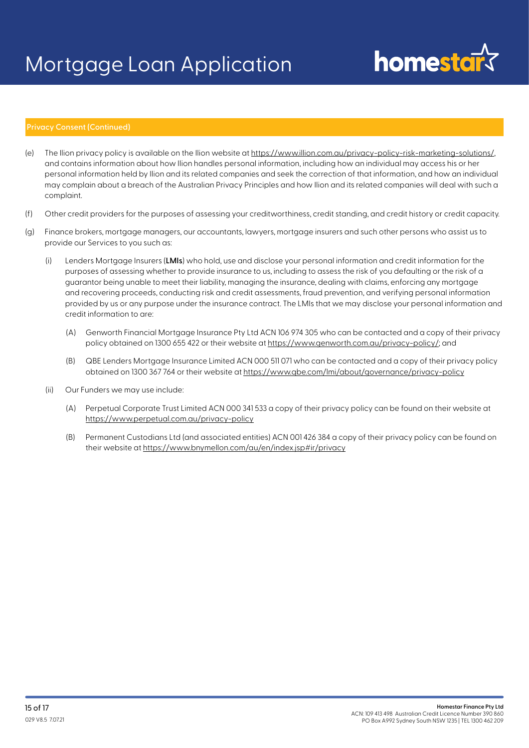# Mortgage Loan Application

## Privacy Consent (Continued)

(e) The Ilion privacy policy is available on the Ilion website at https://www.illion.com.au/privacy-policy-risk-marketing-solutions/, and contains information about how Ilion handles personal information, including how an individual may access his or her personal information held by Ilion and its related companies and seek the correction of that information, and how an individual may complain about a breach of the Australian Privacy Principles and how Ilion and its related companies will deal with such a complaint.

(f) Other credit providers for the purposes of assessing your creditworthiness, credit standing, and credit history or credit capacity.

(g) Finance brokers, mortgage managers, our accountants, lawyers, mortgage insurers and such other persons who assist us to provide our Services to you such as:

  (i) Lenders Mortgage Insurers (**LMIs**) who hold, use and disclose your personal information and credit information for the purposes of assessing whether to provide insurance to us, including to assess the risk of you defaulting or the risk of a guarantor being unable to meet their liability, managing the insurance, dealing with claims, enforcing any mortgage and recovering proceeds, conducting risk and credit assessments, fraud prevention, and verifying personal information provided by us or any purpose under the insurance contract. The LMIs that we may disclose your personal information and credit information to are:

    (A) Genworth Financial Mortgage Insurance Pty Ltd ACN 106 974 305 who can be contacted and a copy of their privacy policy obtained on 1300 655 422 or their website at https://www.genworth.com.au/privacy-policy/; and

    (B) QBE Lenders Mortgage Insurance Limited ACN 000 511 071 who can be contacted and a copy of their privacy policy obtained on 1300 367 764 or their website at https://www.qbe.com/lmi/about/governance/privacy-policy

  (ii) Our Funders we may use include:

    (A) Perpetual Corporate Trust Limited ACN 000 341 533 a copy of their privacy policy can be found on their website at https://www.perpetual.com.au/privacy-policy

    (B) Permanent Custodians Ltd (and associated entities) ACN 001 426 384 a copy of their privacy policy can be found on their website at https://www.bnymellon.com/au/en/index.jsp#ir/privacy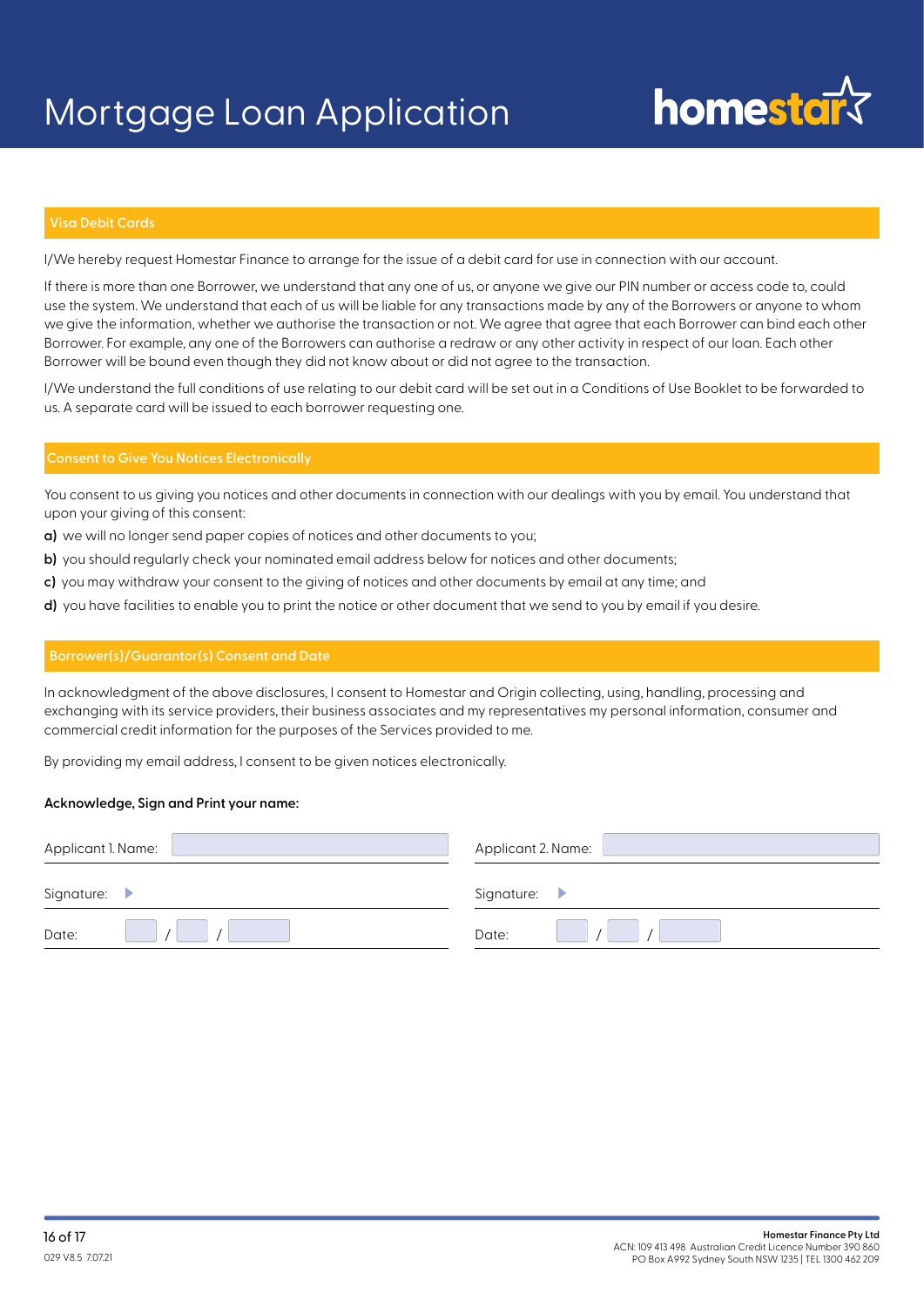# Mortgage Loan Application

## Visa Debit Cards

I/We hereby request Homestar Finance to arrange for the issue of a debit card for use in connection with our account.

If there is more than one Borrower, we understand that any one of us, or anyone we give our PIN number or access code to, could use the system. We understand that each of us will be liable for any transactions made by any of the Borrowers or anyone to whom we give the information, whether we authorise the transaction or not. We agree that agree that each Borrower can bind each other Borrower. For example, any one of the Borrowers can authorise a redraw or any other activity in respect of our loan. Each other Borrower will be bound even though they did not know about or did not agree to the transaction.

I/We understand the full conditions of use relating to our debit card will be set out in a Conditions of Use Booklet to be forwarded to us. A separate card will be issued to each borrower requesting one.

## Consent to Give You Notices Electronically

You consent to us giving you notices and other documents in connection with our dealings with you by email. You understand that upon your giving of this consent:

**a)** we will no longer send paper copies of notices and other documents to you;

**b)** you should regularly check your nominated email address below for notices and other documents;

**c)** you may withdraw your consent to the giving of notices and other documents by email at any time; and

**d)** you have facilities to enable you to print the notice or other document that we send to you by email if you desire.

## Borrower(s)/Guarantor(s) Consent and Date

In acknowledgment of the above disclosures, I consent to Homestar and Origin collecting, using, handling, processing and exchanging with its service providers, their business associates and my representatives my personal information, consumer and commercial credit information for the purposes of the Services provided to me.

By providing my email address, I consent to be given notices electronically.

**Acknowledge, Sign and Print your name:**

| Applicant 1 | Applicant 2 |
|---|---|
| Applicant 1. Name: | Applicant 2. Name: |
| Signature: | Signature: |
| Date: / / | Date: / / |

**Homestar Finance Pty Ltd**
ACN: 109 413 498 Australian Credit Licence Number 390 860
PO Box A992 Sydney South NSW 1235 | TEL 1300 462 209

029 V8.5 7.07.21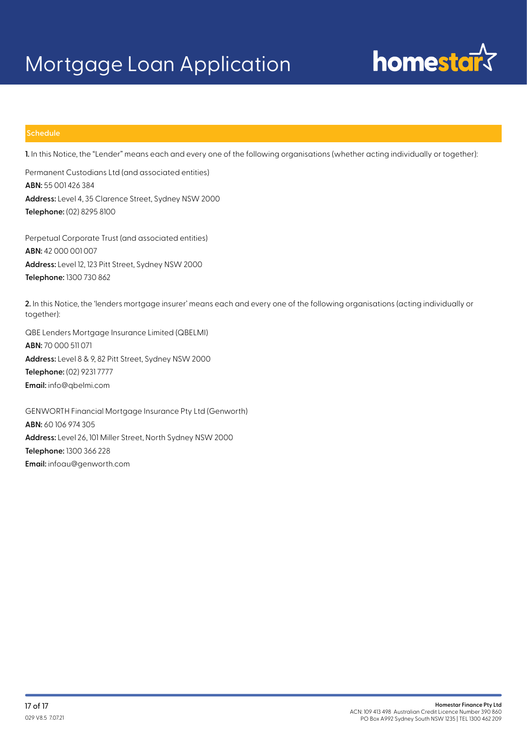# Mortgage Loan Application

## Schedule

**1.** In this Notice, the "Lender" means each and every one of the following organisations (whether acting individually or together):

Permanent Custodians Ltd (and associated entities)
**ABN:** 55 001 426 384
**Address:** Level 4, 35 Clarence Street, Sydney NSW 2000
**Telephone:** (02) 8295 8100

Perpetual Corporate Trust (and associated entities)
**ABN:** 42 000 001 007
**Address:** Level 12, 123 Pitt Street, Sydney NSW 2000
**Telephone:** 1300 730 862

**2.** In this Notice, the 'lenders mortgage insurer' means each and every one of the following organisations (acting individually or together):

QBE Lenders Mortgage Insurance Limited (QBELMI)
**ABN:** 70 000 511 071
**Address:** Level 8 & 9, 82 Pitt Street, Sydney NSW 2000
**Telephone:** (02) 9231 7777
**Email:** info@qbelmi.com

GENWORTH Financial Mortgage Insurance Pty Ltd (Genworth)
**ABN:** 60 106 974 305
**Address:** Level 26, 101 Miller Street, North Sydney NSW 2000
**Telephone:** 1300 366 228
**Email:** infoau@genworth.com

029 V8.5 7.07.21

**Homestar Finance Pty Ltd**
ACN: 109 413 498 Australian Credit Licence Number 390 860
PO Box A992 Sydney South NSW 1235 | TEL 1300 462 209